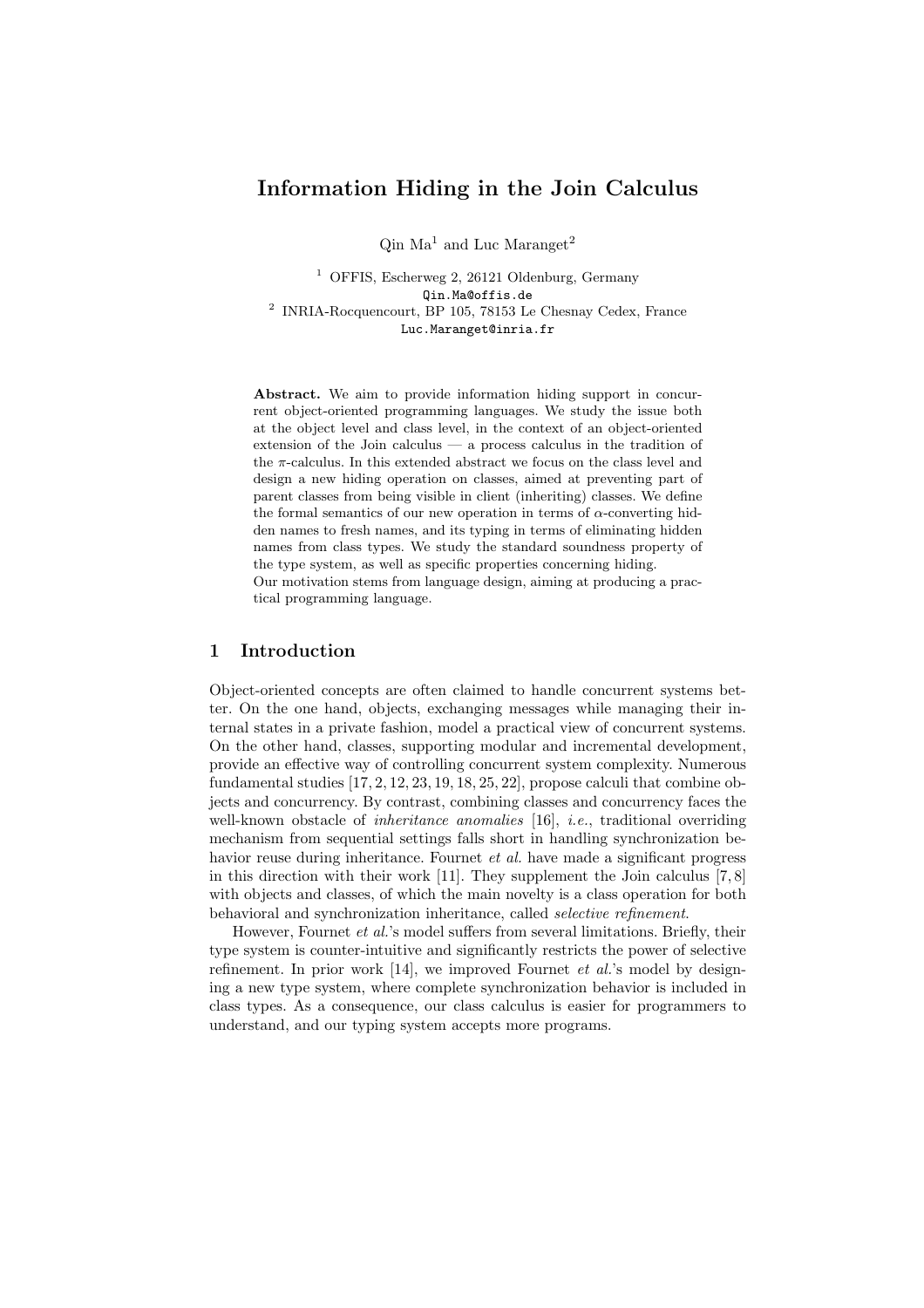# Information Hiding in the Join Calculus

Qin Ma[1] and Luc Maranget[2]

[1] OFFIS, Escherweg 2, 26121 Oldenburg, Germany
Qin.Ma@offis.de
[2] INRIA-Rocquencourt, BP 105, 78153 Le Chesnay Cedex, France
Luc.Maranget@inria.fr

**Abstract.** We aim to provide information hiding support in concurrent object-oriented programming languages. We study the issue both at the object level and class level, in the context of an object-oriented extension of the Join calculus — a process calculus in the tradition of the $\pi$-calculus. In this extended abstract we focus on the class level and design a new hiding operation on classes, aimed at preventing part of parent classes from being visible in client (inheriting) classes. We define the formal semantics of our new operation in terms of $\alpha$-converting hidden names to fresh names, and its typing in terms of eliminating hidden names from class types. We study the standard soundness property of the type system, as well as specific properties concerning hiding.
Our motivation stems from language design, aiming at producing a practical programming language.

## 1 Introduction

Object-oriented concepts are often claimed to handle concurrent systems better. On the one hand, objects, exchanging messages while managing their internal states in a private fashion, model a practical view of concurrent systems. On the other hand, classes, supporting modular and incremental development, provide an effective way of controlling concurrent system complexity. Numerous fundamental studies [17, 2, 12, 23, 19, 18, 25, 22], propose calculi that combine objects and concurrency. By contrast, combining classes and concurrency faces the well-known obstacle of *inheritance anomalies* [16], *i.e.*, traditional overriding mechanism from sequential settings falls short in handling synchronization behavior reuse during inheritance. Fournet *et al.* have made a significant progress in this direction with their work [11]. They supplement the Join calculus [7, 8] with objects and classes, of which the main novelty is a class operation for both behavioral and synchronization inheritance, called *selective refinement*.

However, Fournet *et al.*'s model suffers from several limitations. Briefly, their type system is counter-intuitive and significantly restricts the power of selective refinement. In prior work [14], we improved Fournet *et al.*'s model by designing a new type system, where complete synchronization behavior is included in class types. As a consequence, our class calculus is easier for programmers to understand, and our typing system accepts more programs.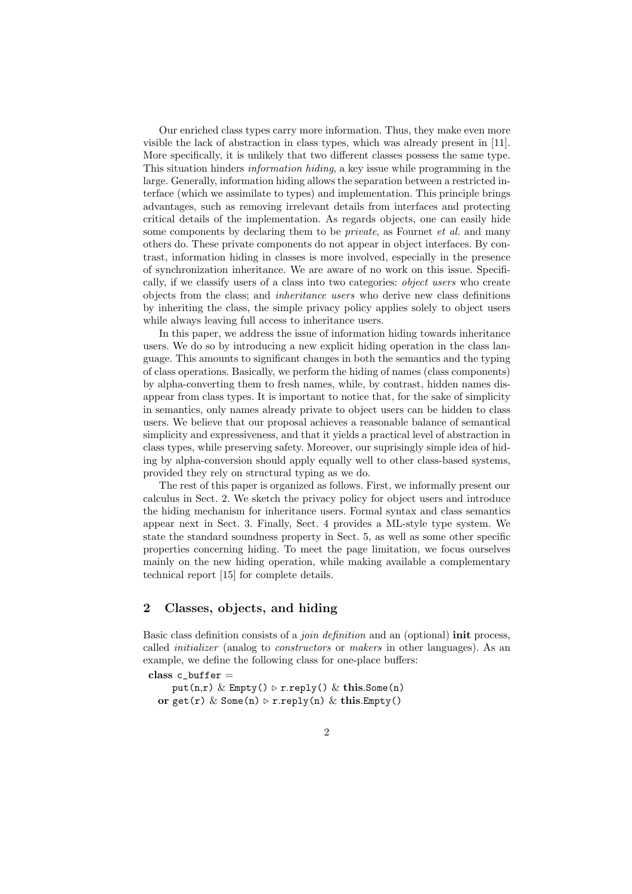Our enriched class types carry more information. Thus, they make even more visible the lack of abstraction in class types, which was already present in [11]. More specifically, it is unlikely that two different classes possess the same type. This situation hinders *information hiding*, a key issue while programming in the large. Generally, information hiding allows the separation between a restricted interface (which we assimilate to types) and implementation. This principle brings advantages, such as removing irrelevant details from interfaces and protecting critical details of the implementation. As regards objects, one can easily hide some components by declaring them to be *private*, as Fournet *et al.* and many others do. These private components do not appear in object interfaces. By contrast, information hiding in classes is more involved, especially in the presence of synchronization inheritance. We are aware of no work on this issue. Specifically, if we classify users of a class into two categories: *object users* who create objects from the class; and *inheritance users* who derive new class definitions by inheriting the class, the simple privacy policy applies solely to object users while always leaving full access to inheritance users.

In this paper, we address the issue of information hiding towards inheritance users. We do so by introducing a new explicit hiding operation in the class language. This amounts to significant changes in both the semantics and the typing of class operations. Basically, we perform the hiding of names (class components) by alpha-converting them to fresh names, while, by contrast, hidden names disappear from class types. It is important to notice that, for the sake of simplicity in semantics, only names already private to object users can be hidden to class users. We believe that our proposal achieves a reasonable balance of semantical simplicity and expressiveness, and that it yields a practical level of abstraction in class types, while preserving safety. Moreover, our suprisingly simple idea of hiding by alpha-conversion should apply equally well to other class-based systems, provided they rely on structural typing as we do.

The rest of this paper is organized as follows. First, we informally present our calculus in Sect. 2. We sketch the privacy policy for object users and introduce the hiding mechanism for inheritance users. Formal syntax and class semantics appear next in Sect. 3. Finally, Sect. 4 provides a ML-style type system. We state the standard soundness property in Sect. 5, as well as some other specific properties concerning hiding. To meet the page limitation, we focus ourselves mainly on the new hiding operation, while making available a complementary technical report [15] for complete details.

## 2 Classes, objects, and hiding

Basic class definition consists of a *join definition* and an (optional) **init** process, called *initializer* (analog to *constructors* or *makers* in other languages). As an example, we define the following class for one-place buffers:

```
class c_buffer =
    put(n,r) & Empty() ▷ r.reply() & this.Some(n)
 or get(r) & Some(n) ▷ r.reply(n) & this.Empty()
```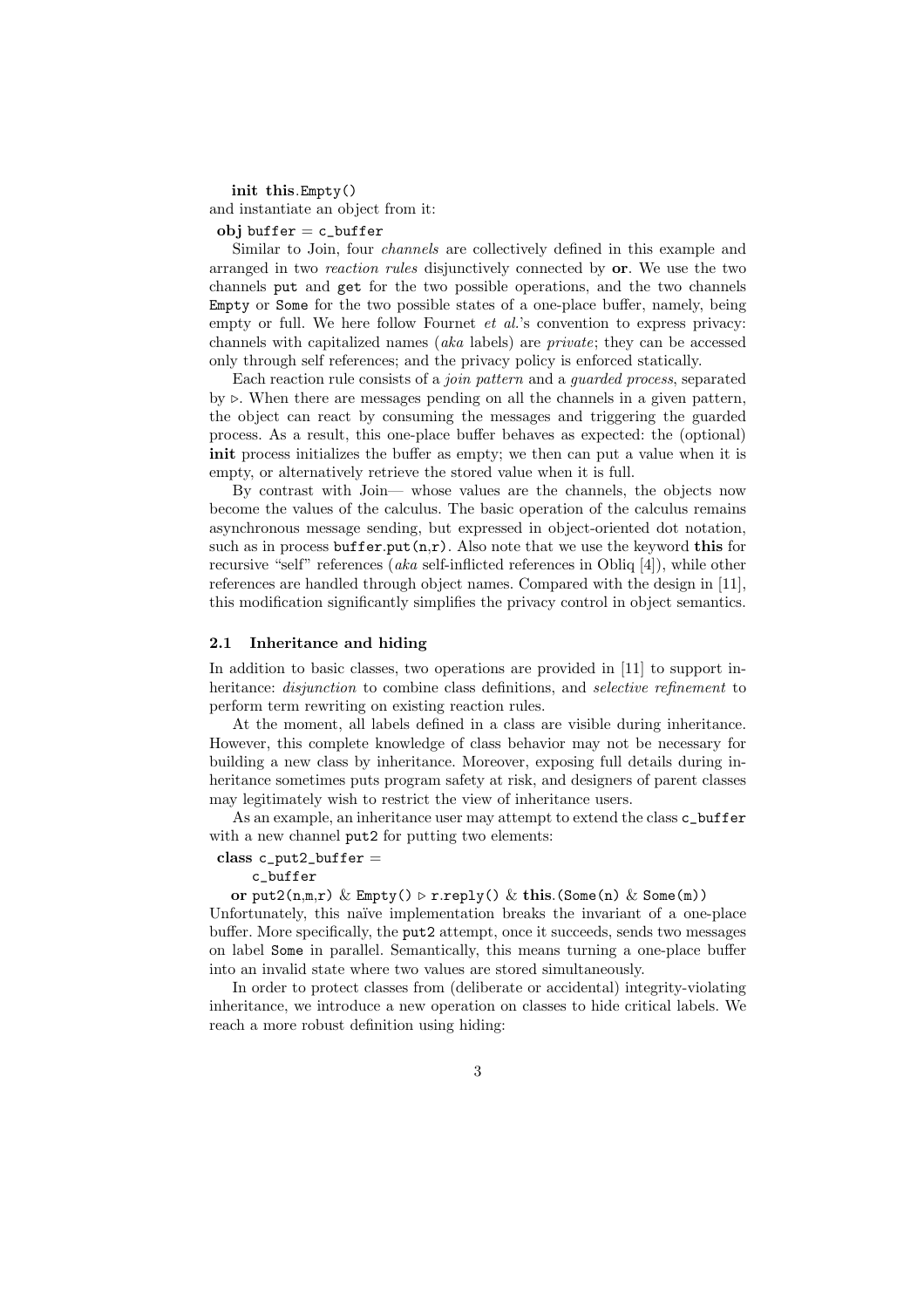**init this**.Empty()

and instantiate an object from it:

**obj** buffer = c_buffer

Similar to Join, four *channels* are collectively defined in this example and arranged in two *reaction rules* disjunctively connected by **or**. We use the two channels put and get for the two possible operations, and the two channels Empty or Some for the two possible states of a one-place buffer, namely, being empty or full. We here follow Fournet *et al.*'s convention to express privacy: channels with capitalized names (*aka* labels) are *private*; they can be accessed only through self references; and the privacy policy is enforced statically.

Each reaction rule consists of a *join pattern* and a *guarded process*, separated by ▷. When there are messages pending on all the channels in a given pattern, the object can react by consuming the messages and triggering the guarded process. As a result, this one-place buffer behaves as expected: the (optional) **init** process initializes the buffer as empty; we then can put a value when it is empty, or alternatively retrieve the stored value when it is full.

By contrast with Join— whose values are the channels, the objects now become the values of the calculus. The basic operation of the calculus remains asynchronous message sending, but expressed in object-oriented dot notation, such as in process buffer.put(n,r). Also note that we use the keyword **this** for recursive "self" references (*aka* self-inflicted references in Obliq [4]), while other references are handled through object names. Compared with the design in [11], this modification significantly simplifies the privacy control in object semantics.

### 2.1 Inheritance and hiding

In addition to basic classes, two operations are provided in [11] to support inheritance: *disjunction* to combine class definitions, and *selective refinement* to perform term rewriting on existing reaction rules.

At the moment, all labels defined in a class are visible during inheritance. However, this complete knowledge of class behavior may not be necessary for building a new class by inheritance. Moreover, exposing full details during inheritance sometimes puts program safety at risk, and designers of parent classes may legitimately wish to restrict the view of inheritance users.

As an example, an inheritance user may attempt to extend the class c_buffer with a new channel put2 for putting two elements:

```
class c_put2_buffer =
    c_buffer
  or put2(n,m,r) & Empty() ▷ r.reply() & this.(Some(n) & Some(m))
```

Unfortunately, this naïve implementation breaks the invariant of a one-place buffer. More specifically, the put2 attempt, once it succeeds, sends two messages on label Some in parallel. Semantically, this means turning a one-place buffer into an invalid state where two values are stored simultaneously.

In order to protect classes from (deliberate or accidental) integrity-violating inheritance, we introduce a new operation on classes to hide critical labels. We reach a more robust definition using hiding: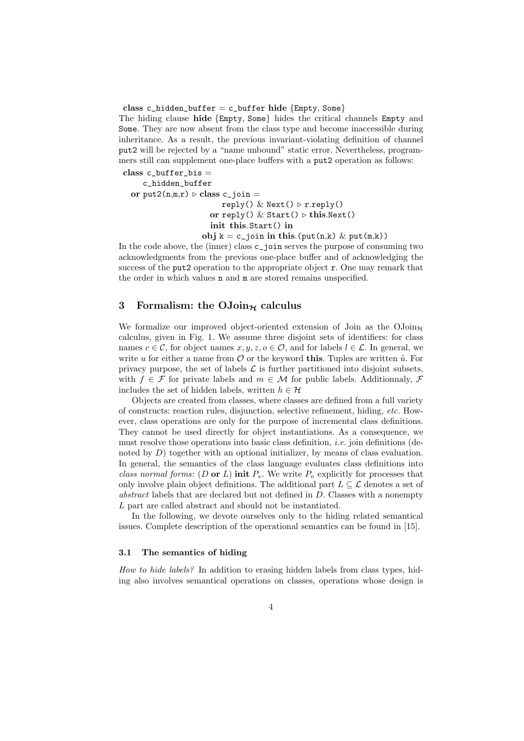```
class c_hidden_buffer = c_buffer hide {Empty, Some}
```

The hiding clause **hide** {Empty, Some} hides the critical channels Empty and Some. They are now absent from the class type and become inaccessible during inheritance. As a result, the previous invariant-violating definition of channel put2 will be rejected by a "name unbound" static error. Nevertheless, programmers still can supplement one-place buffers with a put2 operation as follows:

```
class c_buffer_bis =
    c_hidden_buffer
  or put2(n,m,r) ▷ class c_join =
                        reply() & Next() ▷ r.reply()
                      or reply() & Start() ▷ this.Next()
                      init this.Start() in
                    obj k = c_join in this.(put(n,k) & put(m,k))
```

In the code above, the (inner) class c_join serves the purpose of consuming two acknowledgments from the previous one-place buffer and of acknowledging the success of the put2 operation to the appropriate object r. One may remark that the order in which values n and m are stored remains unspecified.

## 3 Formalism: the OJoin$_{\mathcal{H}}$ calculus

We formalize our improved object-oriented extension of Join as the OJoin$_{\mathcal{H}}$ calculus, given in Fig. 1. We assume three disjoint sets of identifiers: for class names $c \in \mathcal{C}$, for object names $x, y, z, o \in \mathcal{O}$, and for labels $l \in \mathcal{L}$. In general, we write $u$ for either a name from $\mathcal{O}$ or the keyword **this**. Tuples are written $\tilde{u}$. For privacy purpose, the set of labels $\mathcal{L}$ is further partitioned into disjoint subsets, with $f \in \mathcal{F}$ for private labels and $m \in \mathcal{M}$ for public labels. Additionnaly, $\mathcal{F}$ includes the set of hidden labels, written $h \in \mathcal{H}$

Objects are created from classes, where classes are defined from a full variety of constructs: reaction rules, disjunction, selective refinement, hiding, *etc*. However, class operations are only for the purpose of incremental class definitions. They cannot be used directly for object instantiations. As a consequence, we must resolve those operations into basic class definition, *i.e.* join definitions (denoted by $D$) together with an optional initializer, by means of class evaluation. In general, the semantics of the class language evaluates class definitions into *class normal forms*: ($D$ **or** $L$) **init** $P_v$. We write $P_v$ explicitly for processes that only involve plain object definitions. The additional part $L \subseteq \mathcal{L}$ denotes a set of *abstract* labels that are declared but not defined in $D$. Classes with a nonempty $L$ part are called abstract and should not be instantiated.

In the following, we devote ourselves only to the hiding related semantical issues. Complete description of the operational semantics can be found in [15].

### 3.1 The semantics of hiding

*How to hide labels?* In addition to erasing hidden labels from class types, hiding also involves semantical operations on classes, operations whose design is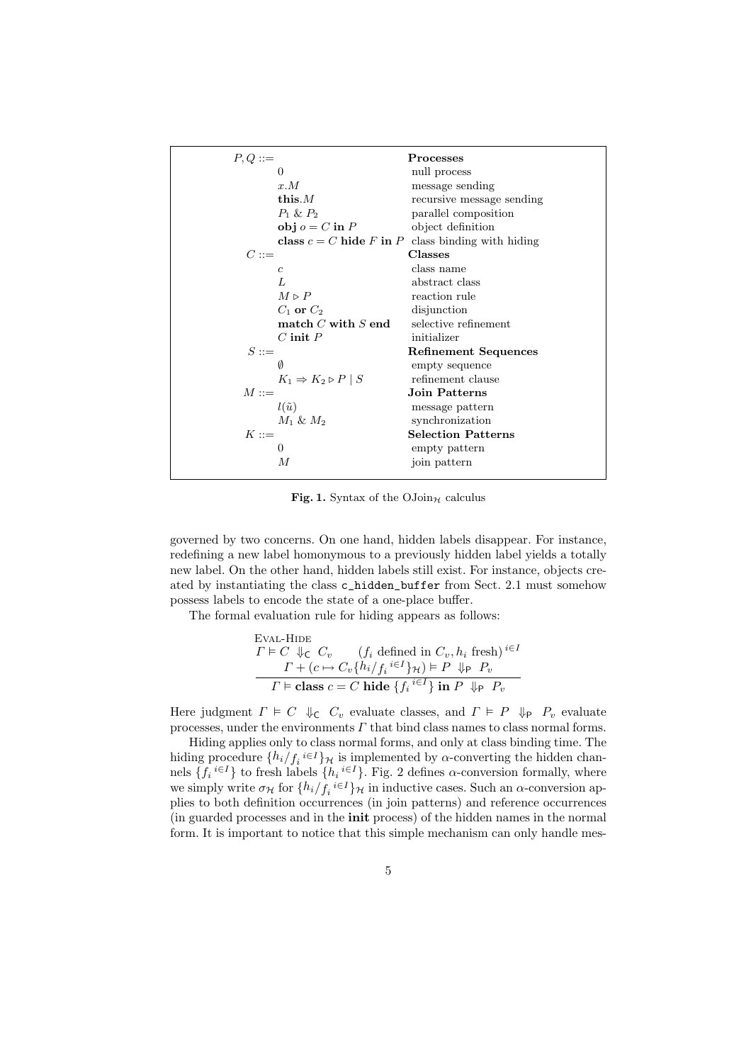| $P, Q ::=$ | | **Processes** |
|---|---|---|
| | $0$ | null process |
| | $x.M$ | message sending |
| | $\mathbf{this}.M$ | recursive message sending |
| | $P_1 \;\&\; P_2$ | parallel composition |
| | $\mathbf{obj}\ o = C\ \mathbf{in}\ P$ | object definition |
| | $\mathbf{class}\ c = C\ \mathbf{hide}\ F\ \mathbf{in}\ P$ | class binding with hiding |
| $C ::=$ | | **Classes** |
| | $c$ | class name |
| | $L$ | abstract class |
| | $M \triangleright P$ | reaction rule |
| | $C_1\ \mathbf{or}\ C_2$ | disjunction |
| | $\mathbf{match}\ C\ \mathbf{with}\ S\ \mathbf{end}$ | selective refinement |
| | $C\ \mathbf{init}\ P$ | initializer |
| $S ::=$ | | **Refinement Sequences** |
| | $\emptyset$ | empty sequence |
| | $K_1 \Rightarrow K_2 \triangleright P \mid S$ | refinement clause |
| $M ::=$ | | **Join Patterns** |
| | $l(\tilde{u})$ | message pattern |
| | $M_1 \;\&\; M_2$ | synchronization |
| $K ::=$ | | **Selection Patterns** |
| | $0$ | empty pattern |
| | $M$ | join pattern |

**Fig. 1.** Syntax of the $\mathrm{OJoin}_{\mathcal{H}}$ calculus

governed by two concerns. On one hand, hidden labels disappear. For instance, redefining a new label homonymous to a previously hidden label yields a totally new label. On the other hand, hidden labels still exist. For instance, objects created by instantiating the class `c_hidden_buffer` from Sect. 2.1 must somehow possess labels to encode the state of a one-place buffer.

The formal evaluation rule for hiding appears as follows:

$$\textsc{Eval-Hide}\quad \frac{\Gamma \vDash C \ \Downarrow_{\mathsf{C}}\ C_v \qquad (f_i \text{ defined in } C_v, h_i \text{ fresh})^{\,i\in I} \qquad \Gamma + (c \mapsto C_v\{{}^{h_i}/{}_{f_i}{}^{\,i\in I}\}_{\mathcal{H}}) \vDash P \ \Downarrow_{\mathsf{P}}\ P_v}{\Gamma \vDash \mathbf{class}\ c = C\ \mathbf{hide}\ \{f_i{}^{\,i\in I}\}\ \mathbf{in}\ P \ \Downarrow_{\mathsf{P}}\ P_v}$$

Here judgment $\Gamma \vDash C \ \Downarrow_{\mathsf{C}}\ C_v$ evaluate classes, and $\Gamma \vDash P \ \Downarrow_{\mathsf{P}}\ P_v$ evaluate processes, under the environments $\Gamma$ that bind class names to class normal forms.

Hiding applies only to class normal forms, and only at class binding time. The hiding procedure $\{{}^{h_i}/{}_{f_i}{}^{\,i\in I}\}_{\mathcal{H}}$ is implemented by $\alpha$-converting the hidden channels $\{f_i{}^{\,i\in I}\}$ to fresh labels $\{h_i{}^{\,i\in I}\}$. Fig. 2 defines $\alpha$-conversion formally, where we simply write $\sigma_{\mathcal{H}}$ for $\{{}^{h_i}/{}_{f_i}{}^{\,i\in I}\}_{\mathcal{H}}$ in inductive cases. Such an $\alpha$-conversion applies to both definition occurrences (in join patterns) and reference occurrences (in guarded processes and in the **init** process) of the hidden names in the normal form. It is important to notice that this simple mechanism can only handle mes-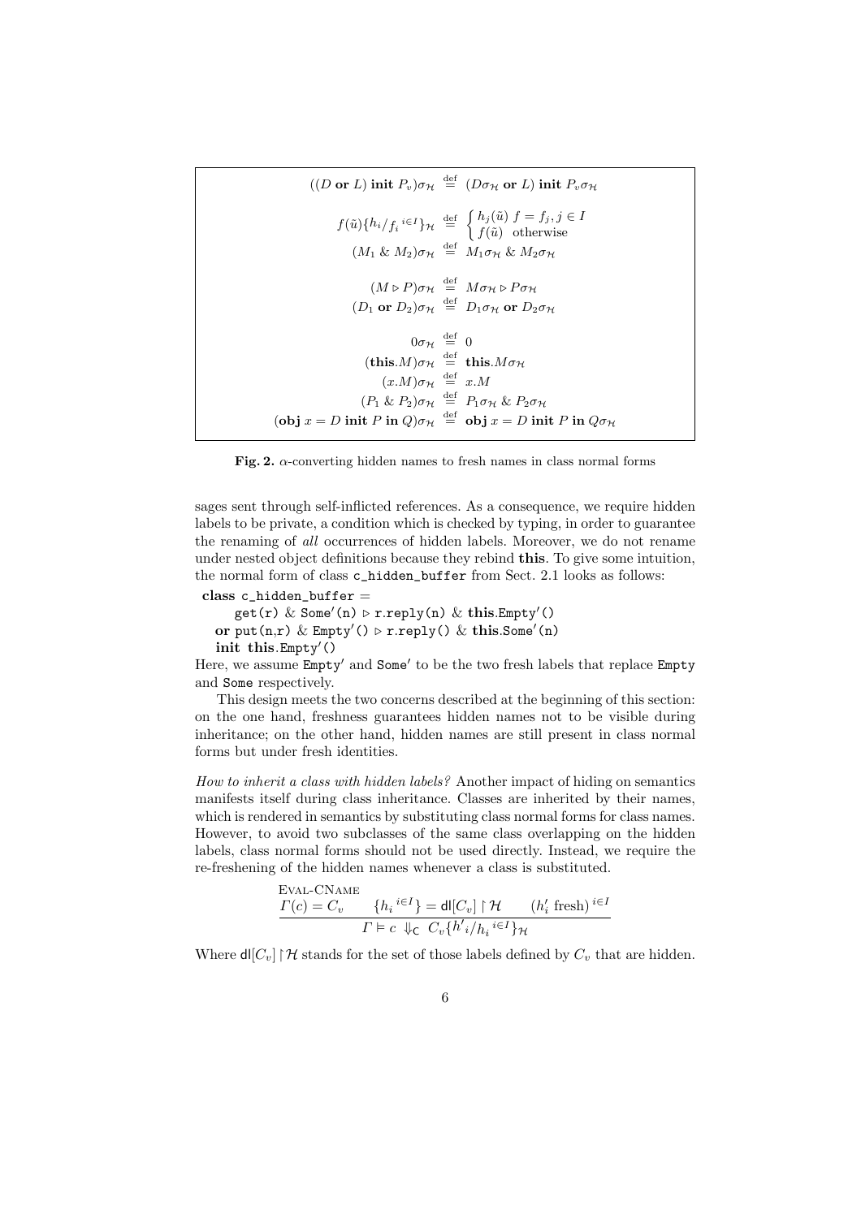$$
\begin{aligned}
((D \textbf{ or } L) \textbf{ init } P_v)\sigma_{\mathcal{H}} &\stackrel{\text{def}}{=} (D\sigma_{\mathcal{H}} \textbf{ or } L) \textbf{ init } P_v\sigma_{\mathcal{H}} \\
f(\tilde{u})\{h_i/f_i{}^{i\in I}\}_{\mathcal{H}} &\stackrel{\text{def}}{=} \begin{cases} h_j(\tilde{u}) \; f = f_j, j \in I \\ f(\tilde{u}) \;\; \text{otherwise} \end{cases} \\
(M_1 \;\&\; M_2)\sigma_{\mathcal{H}} &\stackrel{\text{def}}{=} M_1\sigma_{\mathcal{H}} \;\&\; M_2\sigma_{\mathcal{H}} \\
(M \triangleright P)\sigma_{\mathcal{H}} &\stackrel{\text{def}}{=} M\sigma_{\mathcal{H}} \triangleright P\sigma_{\mathcal{H}} \\
(D_1 \textbf{ or } D_2)\sigma_{\mathcal{H}} &\stackrel{\text{def}}{=} D_1\sigma_{\mathcal{H}} \textbf{ or } D_2\sigma_{\mathcal{H}} \\
0\sigma_{\mathcal{H}} &\stackrel{\text{def}}{=} 0 \\
(\textbf{this}.M)\sigma_{\mathcal{H}} &\stackrel{\text{def}}{=} \textbf{this}.M\sigma_{\mathcal{H}} \\
(x.M)\sigma_{\mathcal{H}} &\stackrel{\text{def}}{=} x.M \\
(P_1 \;\&\; P_2)\sigma_{\mathcal{H}} &\stackrel{\text{def}}{=} P_1\sigma_{\mathcal{H}} \;\&\; P_2\sigma_{\mathcal{H}} \\
(\textbf{obj } x = D \textbf{ init } P \textbf{ in } Q)\sigma_{\mathcal{H}} &\stackrel{\text{def}}{=} \textbf{obj } x = D \textbf{ init } P \textbf{ in } Q\sigma_{\mathcal{H}}
\end{aligned}
$$

**Fig. 2.** $\alpha$-converting hidden names to fresh names in class normal forms

sages sent through self-inflicted references. As a consequence, we require hidden labels to be private, a condition which is checked by typing, in order to guarantee the renaming of *all* occurrences of hidden labels. Moreover, we do not rename under nested object definitions because they rebind **this**. To give some intuition, the normal form of class c_hidden_buffer from Sect. 2.1 looks as follows:

```
class c_hidden_buffer =
    get(r) & Some'(n) ▷ r.reply(n) & this.Empty'()
  or put(n,r) & Empty'() ▷ r.reply() & this.Some'(n)
  init this.Empty'()
```

Here, we assume Empty′ and Some′ to be the two fresh labels that replace Empty and Some respectively.

This design meets the two concerns described at the beginning of this section: on the one hand, freshness guarantees hidden names not to be visible during inheritance; on the other hand, hidden names are still present in class normal forms but under fresh identities.

*How to inherit a class with hidden labels?* Another impact of hiding on semantics manifests itself during class inheritance. Classes are inherited by their names, which is rendered in semantics by substituting class normal forms for class names. However, to avoid two subclasses of the same class overlapping on the hidden labels, class normal forms should not be used directly. Instead, we require the re-freshening of the hidden names whenever a class is substituted.

$$
\textsc{Eval-CName} \quad \frac{\Gamma(c) = C_v \qquad \{h_i{}^{i\in I}\} = \mathsf{dl}[C_v] \restriction \mathcal{H} \qquad (h'_i \text{ fresh})^{\,i\in I}}{\Gamma \vDash c \Downarrow_{\mathsf{C}} C_v\{h'_i/h_i{}^{i\in I}\}_{\mathcal{H}}}
$$

Where $\mathsf{dl}[C_v] \restriction \mathcal{H}$ stands for the set of those labels defined by $C_v$ that are hidden.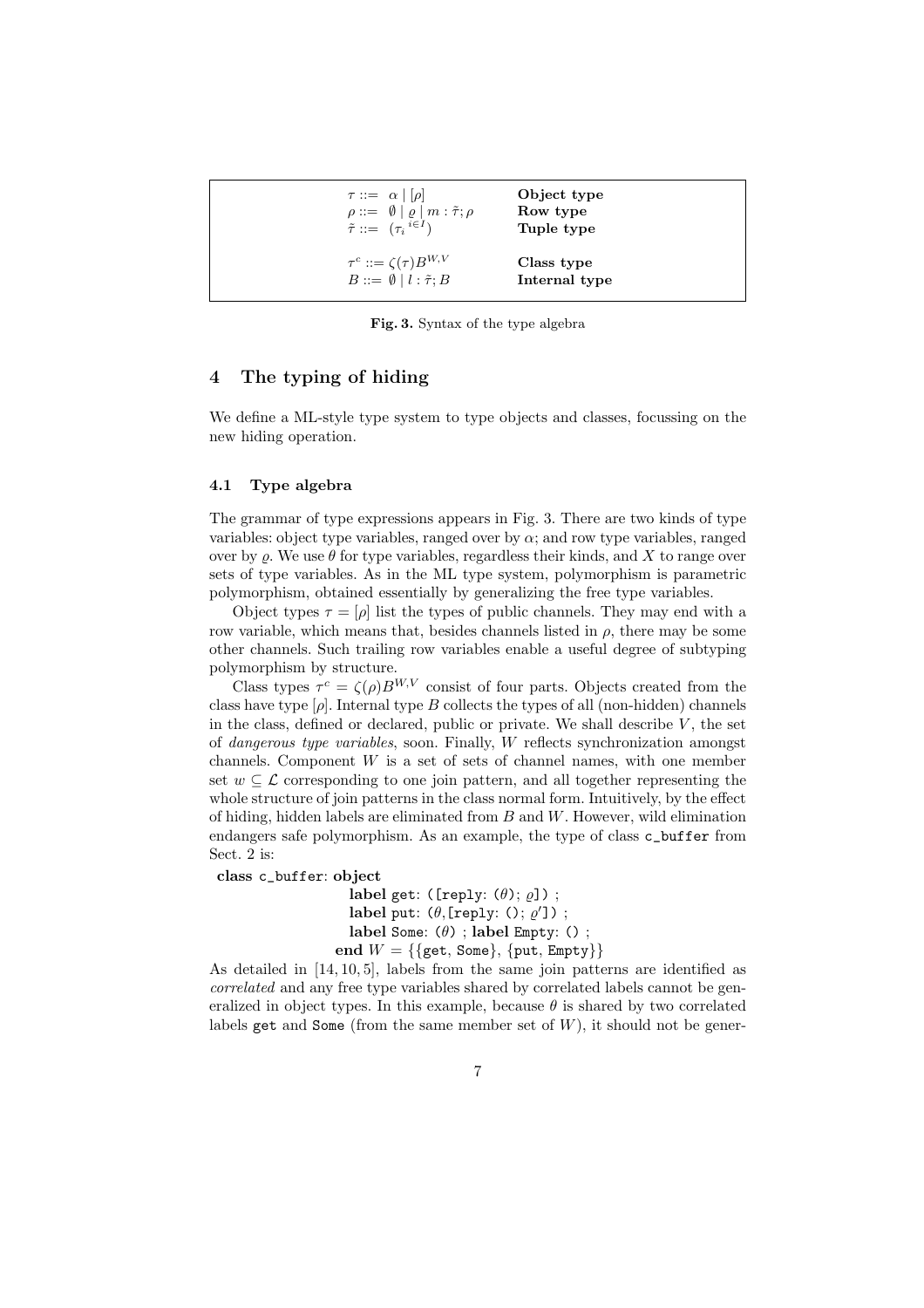| | |
|---|---|
| $\tau ::= \alpha \mid [\rho]$ | **Object type** |
| $\rho ::= \emptyset \mid \varrho \mid m : \tilde{\tau}; \rho$ | **Row type** |
| $\tilde{\tau} ::= (\tau_i{}^{i \in I})$ | **Tuple type** |
| $\tau^c ::= \zeta(\tau) B^{W,V}$ | **Class type** |
| $B ::= \emptyset \mid l : \tilde{\tau}; B$ | **Internal type** |

**Fig. 3.** Syntax of the type algebra

## 4 The typing of hiding

We define a ML-style type system to type objects and classes, focussing on the new hiding operation.

### 4.1 Type algebra

The grammar of type expressions appears in Fig. 3. There are two kinds of type variables: object type variables, ranged over by $\alpha$; and row type variables, ranged over by $\varrho$. We use $\theta$ for type variables, regardless their kinds, and $X$ to range over sets of type variables. As in the ML type system, polymorphism is parametric polymorphism, obtained essentially by generalizing the free type variables.

Object types $\tau = [\rho]$ list the types of public channels. They may end with a row variable, which means that, besides channels listed in $\rho$, there may be some other channels. Such trailing row variables enable a useful degree of subtyping polymorphism by structure.

Class types $\tau^c = \zeta(\rho)B^{W,V}$ consist of four parts. Objects created from the class have type $[\rho]$. Internal type $B$ collects the types of all (non-hidden) channels in the class, defined or declared, public or private. We shall describe $V$, the set of *dangerous type variables*, soon. Finally, $W$ reflects synchronization amongst channels. Component $W$ is a set of sets of channel names, with one member set $w \subseteq \mathcal{L}$ corresponding to one join pattern, and all together representing the whole structure of join patterns in the class normal form. Intuitively, by the effect of hiding, hidden labels are eliminated from $B$ and $W$. However, wild elimination endangers safe polymorphism. As an example, the type of class `c_buffer` from Sect. 2 is:

**class** `c_buffer`: **object**
  **label** `get`: (`[reply`: $(\theta)$; $\varrho$`]`) ;
  **label** `put`: $(\theta,$`[reply`: `()`; $\varrho'$`]`) ;
  **label** `Some`: $(\theta)$ ; **label** `Empty`: `()` ;
**end** $W = \{\{$`get`, `Some`$\}, \{$`put`, `Empty`$\}\}$

As detailed in [14, 10, 5], labels from the same join patterns are identified as *correlated* and any free type variables shared by correlated labels cannot be generalized in object types. In this example, because $\theta$ is shared by two correlated labels `get` and `Some` (from the same member set of $W$), it should not be gener-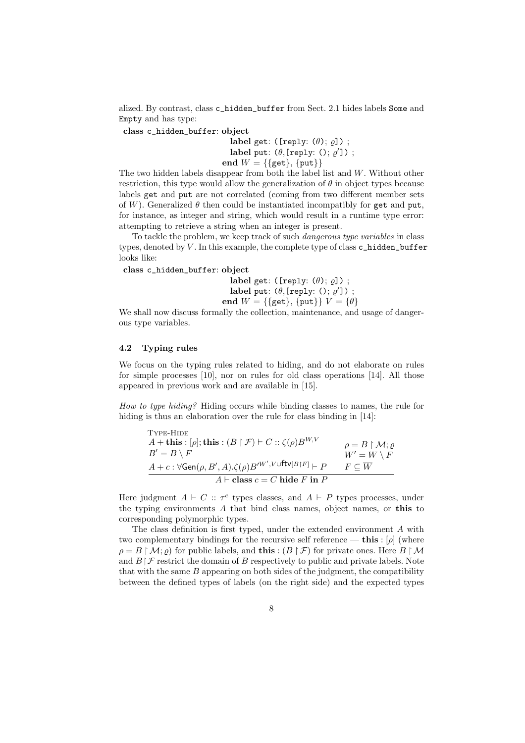alized. By contrast, class `c_hidden_buffer` from Sect. 2.1 hides labels `Some` and `Empty` and has type:

**class** `c_hidden_buffer`: **object**
  **label** `get`: `([reply:` $(\theta)$; $\varrho$`])` ;
  **label** `put`: $(\theta,$`[reply: ()`; $\varrho'$`])` ;
**end** $W = \{\{\texttt{get}\}, \{\texttt{put}\}\}$

The two hidden labels disappear from both the label list and $W$. Without other restriction, this type would allow the generalization of $\theta$ in object types because labels `get` and `put` are not correlated (coming from two different member sets of $W$). Generalized $\theta$ then could be instantiated incompatibly for `get` and `put`, for instance, as integer and string, which would result in a runtime type error: attempting to retrieve a string when an integer is present.

To tackle the problem, we keep track of such *dangerous type variables* in class types, denoted by $V$. In this example, the complete type of class `c_hidden_buffer` looks like:

**class** `c_hidden_buffer`: **object**
  **label** `get`: `([reply:` $(\theta)$; $\varrho$`])` ;
  **label** `put`: $(\theta,$`[reply: ()`; $\varrho'$`])` ;
**end** $W = \{\{\texttt{get}\}, \{\texttt{put}\}\}$ $V = \{\theta\}$

We shall now discuss formally the collection, maintenance, and usage of dangerous type variables.

### 4.2 Typing rules

We focus on the typing rules related to hiding, and do not elaborate on rules for simple processes [10], nor on rules for old class operations [14]. All those appeared in previous work and are available in [15].

*How to type hiding?* Hiding occurs while binding classes to names, the rule for hiding is thus an elaboration over the rule for class binding in [14]:

$$\textsc{Type-Hide}\quad \frac{\begin{array}{ll} A + \textbf{this} : [\rho]; \textbf{this} : (B \upharpoonright \mathcal{F}) \vdash C :: \zeta(\rho)B^{W,V} & \rho = B \upharpoonright \mathcal{M}; \varrho \\ B' = B \setminus F & W' = W \setminus F \\ A + c : \forall \mathsf{Gen}(\rho, B', A).\zeta(\rho)B'^{W', V \cup \mathsf{ftv}[B \upharpoonright F]} \vdash P & F \subseteq \overline{W} \end{array}}{A \vdash \textbf{class } c = C \textbf{ hide } F \textbf{ in } P}$$

Here judgment $A \vdash C :: \tau^c$ types classes, and $A \vdash P$ types processes, under the typing environments $A$ that bind class names, object names, or **this** to corresponding polymorphic types.

The class definition is first typed, under the extended environment $A$ with two complementary bindings for the recursive self reference — **this** : $[\rho]$ (where $\rho = B \upharpoonright \mathcal{M}; \varrho$) for public labels, and **this** : $(B \upharpoonright \mathcal{F})$ for private ones. Here $B \upharpoonright \mathcal{M}$ and $B \upharpoonright \mathcal{F}$ restrict the domain of $B$ respectively to public and private labels. Note that with the same $B$ appearing on both sides of the judgment, the compatibility between the defined types of labels (on the right side) and the expected types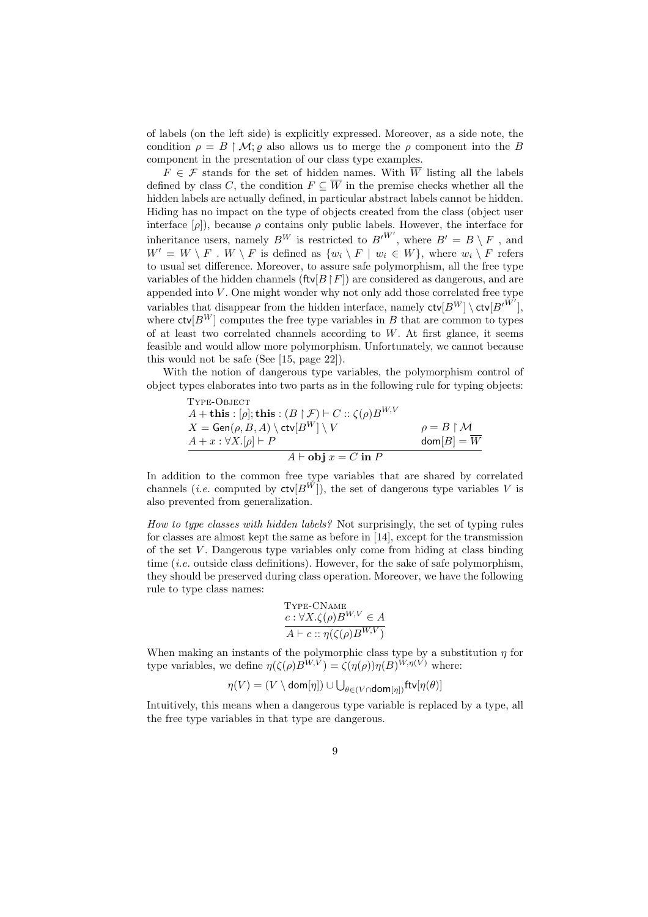of labels (on the left side) is explicitly expressed. Moreover, as a side note, the condition $\rho = B \restriction \mathcal{M}; \varrho$ also allows us to merge the $\rho$ component into the $B$ component in the presentation of our class type examples.

$F \in \mathcal{F}$ stands for the set of hidden names. With $\overline{W}$ listing all the labels defined by class $C$, the condition $F \subseteq \overline{W}$ in the premise checks whether all the hidden labels are actually defined, in particular abstract labels cannot be hidden. Hiding has no impact on the type of objects created from the class (object user interface $[\rho]$), because $\rho$ contains only public labels. However, the interface for inheritance users, namely $B^W$ is restricted to $B'^{W'}$, where $B' = B \setminus F$ , and $W' = W \setminus F$ . $W \setminus F$ is defined as $\{w_i \setminus F \mid w_i \in W\}$, where $w_i \setminus F$ refers to usual set difference. Moreover, to assure safe polymorphism, all the free type variables of the hidden channels ($\mathsf{ftv}[B \restriction F]$) are considered as dangerous, and are appended into $V$. One might wonder why not only add those correlated free type variables that disappear from the hidden interface, namely $\mathsf{ctv}[B^W] \setminus \mathsf{ctv}[B'^{W'}]$, where $\mathsf{ctv}[B^W]$ computes the free type variables in $B$ that are common to types of at least two correlated channels according to $W$. At first glance, it seems feasible and would allow more polymorphism. Unfortunately, we cannot because this would not be safe (See [15, page 22]).

With the notion of dangerous type variables, the polymorphism control of object types elaborates into two parts as in the following rule for typing objects:

$$\textsc{Type-Object}\quad \frac{\begin{array}{ll} A + \textbf{this} : [\rho]; \textbf{this} : (B \restriction \mathcal{F}) \vdash C :: \zeta(\rho)B^{W,V} & \\ X = \mathsf{Gen}(\rho, B, A) \setminus \mathsf{ctv}[B^W] \setminus V & \rho = B \restriction \mathcal{M} \\ A + x : \forall X.[\rho] \vdash P & \mathsf{dom}[B] = \overline{W} \end{array}}{A \vdash \textbf{obj}\ x = C\ \textbf{in}\ P}$$

In addition to the common free type variables that are shared by correlated channels (*i.e.* computed by $\mathsf{ctv}[B^W]$), the set of dangerous type variables $V$ is also prevented from generalization.

*How to type classes with hidden labels?* Not surprisingly, the set of typing rules for classes are almost kept the same as before in [14], except for the transmission of the set $V$. Dangerous type variables only come from hiding at class binding time (*i.e.* outside class definitions). However, for the sake of safe polymorphism, they should be preserved during class operation. Moreover, we have the following rule to type class names:

$$\textsc{Type-CName}\quad \frac{c : \forall X.\zeta(\rho)B^{W,V} \in A}{A \vdash c :: \eta(\zeta(\rho)B^{W,V})}$$

When making an instants of the polymorphic class type by a substitution $\eta$ for type variables, we define $\eta(\zeta(\rho)B^{W,V}) = \zeta(\eta(\rho))\eta(B)^{W,\eta(V)}$ where:

$$\eta(V) = (V \setminus \mathsf{dom}[\eta]) \cup \textstyle\bigcup_{\theta \in (V \cap \mathsf{dom}[\eta])} \mathsf{ftv}[\eta(\theta)]$$

Intuitively, this means when a dangerous type variable is replaced by a type, all the free type variables in that type are dangerous.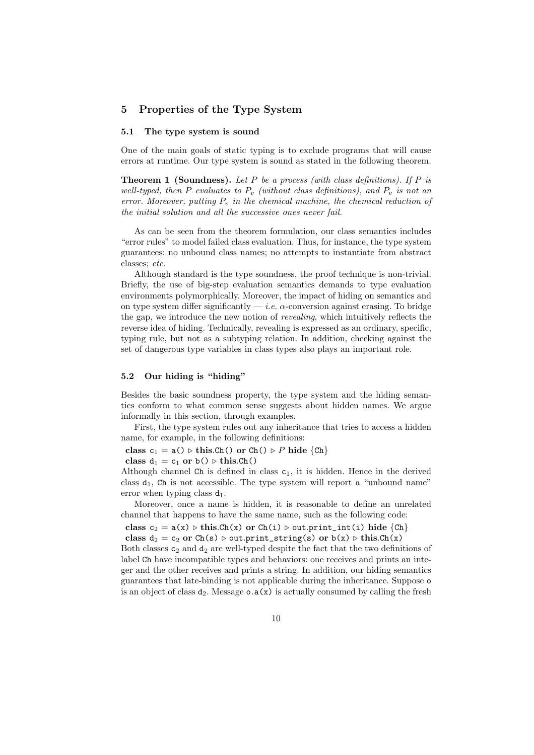## 5 Properties of the Type System

### 5.1 The type system is sound

One of the main goals of static typing is to exclude programs that will cause errors at runtime. Our type system is sound as stated in the following theorem.

**Theorem 1 (Soundness).** *Let $P$ be a process (with class definitions). If $P$ is well-typed, then $P$ evaluates to $P_v$ (without class definitions), and $P_v$ is not an error. Moreover, putting $P_v$ in the chemical machine, the chemical reduction of the initial solution and all the successive ones never fail.*

As can be seen from the theorem formulation, our class semantics includes "error rules" to model failed class evaluation. Thus, for instance, the type system guarantees: no unbound class names; no attempts to instantiate from abstract classes; *etc.*

Although standard is the type soundness, the proof technique is non-trivial. Briefly, the use of big-step evaluation semantics demands to type evaluation environments polymorphically. Moreover, the impact of hiding on semantics and on type system differ significantly — *i.e.* $\alpha$-conversion against erasing. To bridge the gap, we introduce the new notion of *revealing*, which intuitively reflects the reverse idea of hiding. Technically, revealing is expressed as an ordinary, specific, typing rule, but not as a subtyping relation. In addition, checking against the set of dangerous type variables in class types also plays an important role.

### 5.2 Our hiding is "hiding"

Besides the basic soundness property, the type system and the hiding semantics conform to what common sense suggests about hidden names. We argue informally in this section, through examples.

First, the type system rules out any inheritance that tries to access a hidden name, for example, in the following definitions:

**class** $\mathtt{c}_1$ = `a()` $\triangleright$ **this**.`Ch()` **or** `Ch()` $\triangleright$ $P$ **hide** {`Ch`}
**class** $\mathtt{d}_1$ = $\mathtt{c}_1$ **or** `b()` $\triangleright$ **this**.`Ch()`

Although channel `Ch` is defined in class $\mathtt{c}_1$, it is hidden. Hence in the derived class $\mathtt{d}_1$, `Ch` is not accessible. The type system will report a "unbound name" error when typing class $\mathtt{d}_1$.

Moreover, once a name is hidden, it is reasonable to define an unrelated channel that happens to have the same name, such as the following code:

**class** $\mathtt{c}_2$ = `a(x)` $\triangleright$ **this**.`Ch(x)` **or** `Ch(i)` $\triangleright$ `out.print_int(i)` **hide** {`Ch`}
**class** $\mathtt{d}_2$ = $\mathtt{c}_2$ **or** `Ch(s)` $\triangleright$ `out.print_string(s)` **or** `b(x)` $\triangleright$ **this**.`Ch(x)`

Both classes $\mathtt{c}_2$ and $\mathtt{d}_2$ are well-typed despite the fact that the two definitions of label `Ch` have incompatible types and behaviors: one receives and prints an integer and the other receives and prints a string. In addition, our hiding semantics guarantees that late-binding is not applicable during the inheritance. Suppose `o` is an object of class $\mathtt{d}_2$. Message `o.a(x)` is actually consumed by calling the fresh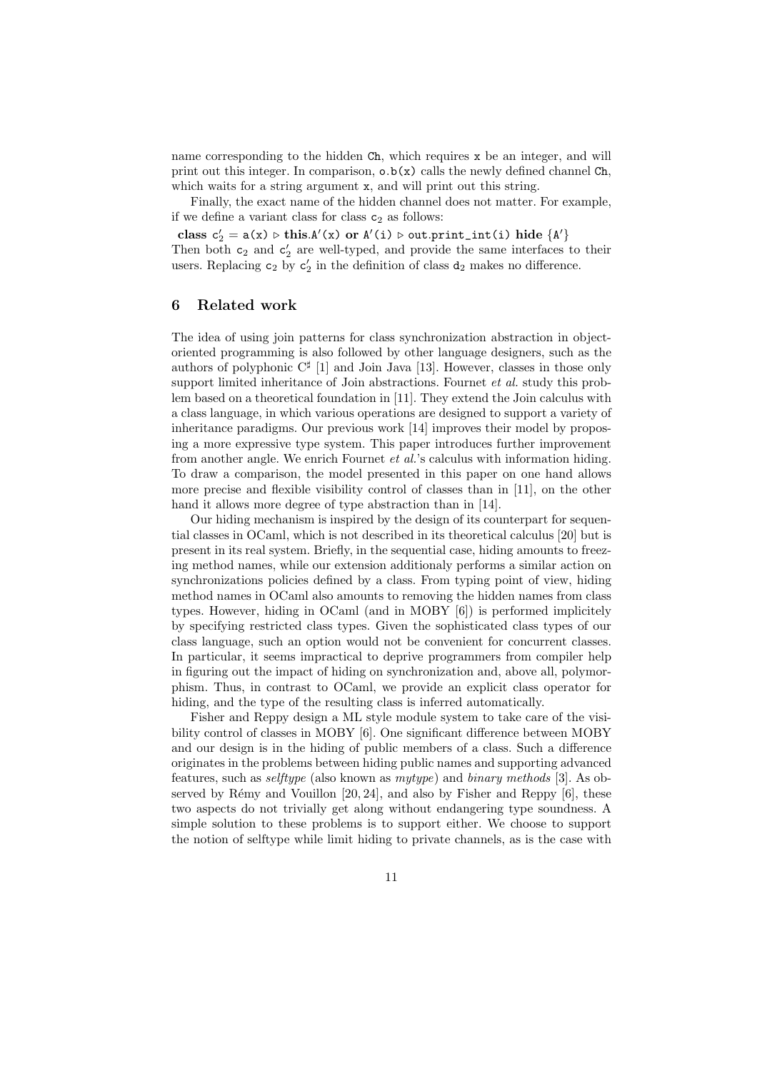name corresponding to the hidden `Ch`, which requires `x` be an integer, and will print out this integer. In comparison, `o.b(x)` calls the newly defined channel `Ch`, which waits for a string argument `x`, and will print out this string.

Finally, the exact name of the hidden channel does not matter. For example, if we define a variant class for class $c_2$ as follows:

**class** $c_2' =$ `a(x)` $\triangleright$ **this**.`A'(x)` **or** `A'(i)` $\triangleright$ `out.print_int(i)` **hide** {`A'`}

Then both $c_2$ and $c_2'$ are well-typed, and provide the same interfaces to their users. Replacing $c_2$ by $c_2'$ in the definition of class $d_2$ makes no difference.

## 6 Related work

The idea of using join patterns for class synchronization abstraction in object-oriented programming is also followed by other language designers, such as the authors of polyphonic C♯ [1] and Join Java [13]. However, classes in those only support limited inheritance of Join abstractions. Fournet *et al.* study this problem based on a theoretical foundation in [11]. They extend the Join calculus with a class language, in which various operations are designed to support a variety of inheritance paradigms. Our previous work [14] improves their model by proposing a more expressive type system. This paper introduces further improvement from another angle. We enrich Fournet *et al.*'s calculus with information hiding. To draw a comparison, the model presented in this paper on one hand allows more precise and flexible visibility control of classes than in [11], on the other hand it allows more degree of type abstraction than in [14].

Our hiding mechanism is inspired by the design of its counterpart for sequential classes in OCaml, which is not described in its theoretical calculus [20] but is present in its real system. Briefly, in the sequential case, hiding amounts to freezing method names, while our extension additionaly performs a similar action on synchronizations policies defined by a class. From typing point of view, hiding method names in OCaml also amounts to removing the hidden names from class types. However, hiding in OCaml (and in MOBY [6]) is performed implicitely by specifying restricted class types. Given the sophisticated class types of our class language, such an option would not be convenient for concurrent classes. In particular, it seems impractical to deprive programmers from compiler help in figuring out the impact of hiding on synchronization and, above all, polymorphism. Thus, in contrast to OCaml, we provide an explicit class operator for hiding, and the type of the resulting class is inferred automatically.

Fisher and Reppy design a ML style module system to take care of the visibility control of classes in MOBY [6]. One significant difference between MOBY and our design is in the hiding of public members of a class. Such a difference originates in the problems between hiding public names and supporting advanced features, such as *selftype* (also known as *mytype*) and *binary methods* [3]. As observed by Rémy and Vouillon [20, 24], and also by Fisher and Reppy [6], these two aspects do not trivially get along without endangering type soundness. A simple solution to these problems is to support either. We choose to support the notion of selftype while limit hiding to private channels, as is the case with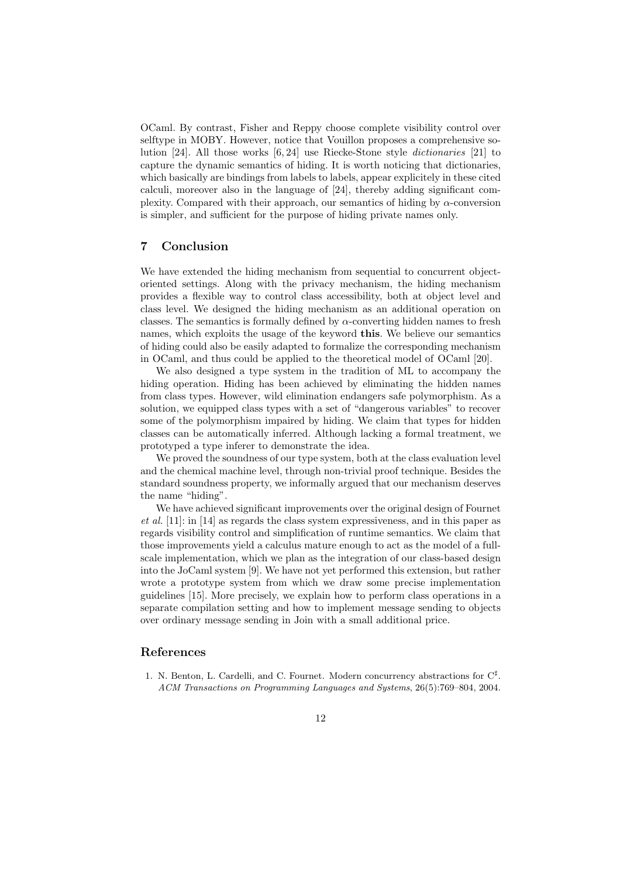OCaml. By contrast, Fisher and Reppy choose complete visibility control over selftype in MOBY. However, notice that Vouillon proposes a comprehensive solution [24]. All those works [6, 24] use Riecke-Stone style *dictionaries* [21] to capture the dynamic semantics of hiding. It is worth noticing that dictionaries, which basically are bindings from labels to labels, appear explicitely in these cited calculi, moreover also in the language of [24], thereby adding significant complexity. Compared with their approach, our semantics of hiding by $\alpha$-conversion is simpler, and sufficient for the purpose of hiding private names only.

## 7 Conclusion

We have extended the hiding mechanism from sequential to concurrent object-oriented settings. Along with the privacy mechanism, the hiding mechanism provides a flexible way to control class accessibility, both at object level and class level. We designed the hiding mechanism as an additional operation on classes. The semantics is formally defined by $\alpha$-converting hidden names to fresh names, which exploits the usage of the keyword **this**. We believe our semantics of hiding could also be easily adapted to formalize the corresponding mechanism in OCaml, and thus could be applied to the theoretical model of OCaml [20].

We also designed a type system in the tradition of ML to accompany the hiding operation. Hiding has been achieved by eliminating the hidden names from class types. However, wild elimination endangers safe polymorphism. As a solution, we equipped class types with a set of "dangerous variables" to recover some of the polymorphism impaired by hiding. We claim that types for hidden classes can be automatically inferred. Although lacking a formal treatment, we prototyped a type inferer to demonstrate the idea.

We proved the soundness of our type system, both at the class evaluation level and the chemical machine level, through non-trivial proof technique. Besides the standard soundness property, we informally argued that our mechanism deserves the name "hiding".

We have achieved significant improvements over the original design of Fournet *et al.* [11]: in [14] as regards the class system expressiveness, and in this paper as regards visibility control and simplification of runtime semantics. We claim that those improvements yield a calculus mature enough to act as the model of a full-scale implementation, which we plan as the integration of our class-based design into the JoCaml system [9]. We have not yet performed this extension, but rather wrote a prototype system from which we draw some precise implementation guidelines [15]. More precisely, we explain how to perform class operations in a separate compilation setting and how to implement message sending to objects over ordinary message sending in Join with a small additional price.

## References

1. N. Benton, L. Cardelli, and C. Fournet. Modern concurrency abstractions for C$^\sharp$. *ACM Transactions on Programming Languages and Systems*, 26(5):769–804, 2004.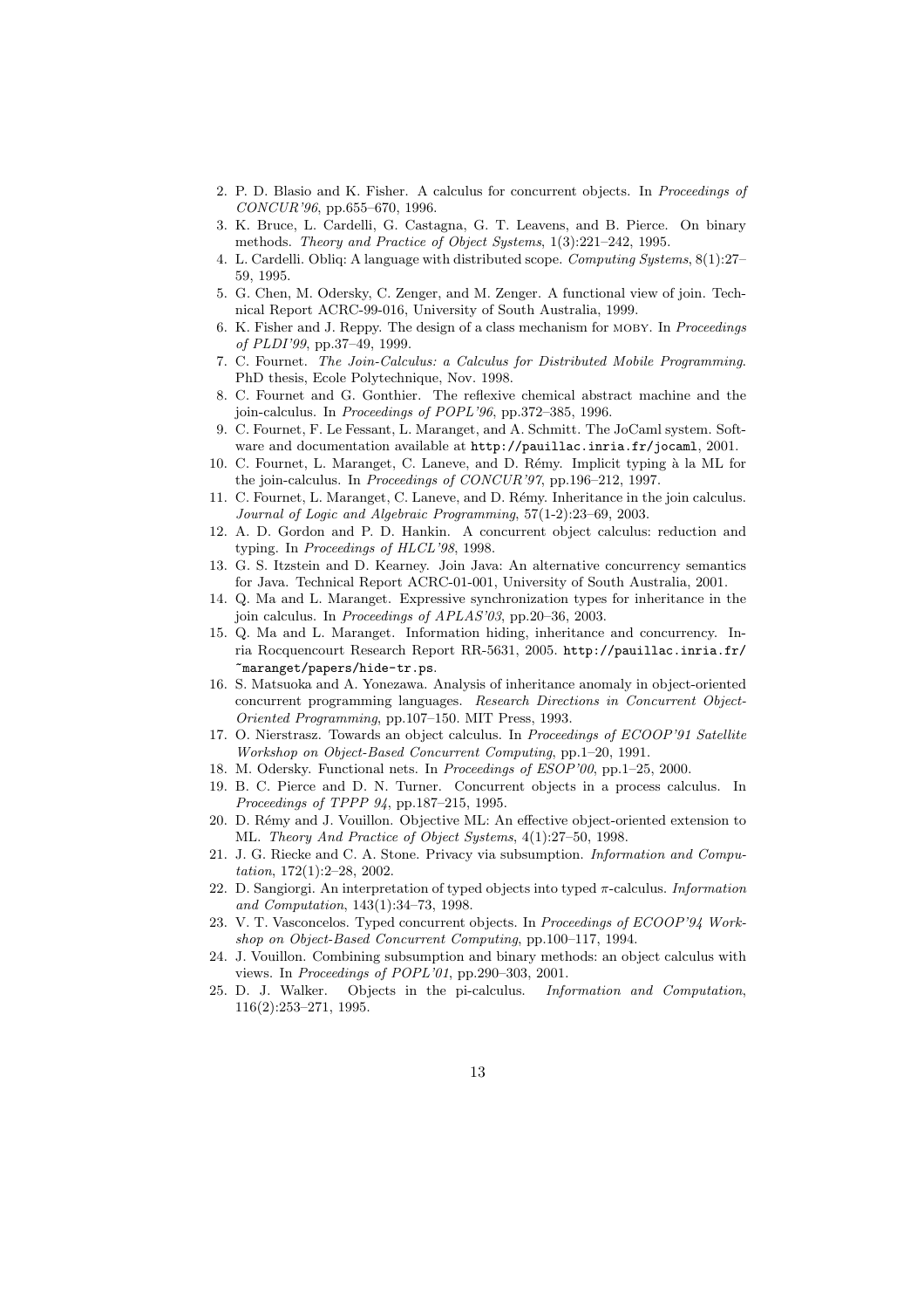2. P. D. Blasio and K. Fisher. A calculus for concurrent objects. In *Proceedings of CONCUR'96*, pp.655–670, 1996.
3. K. Bruce, L. Cardelli, G. Castagna, G. T. Leavens, and B. Pierce. On binary methods. *Theory and Practice of Object Systems*, 1(3):221–242, 1995.
4. L. Cardelli. Obliq: A language with distributed scope. *Computing Systems*, 8(1):27–59, 1995.
5. G. Chen, M. Odersky, C. Zenger, and M. Zenger. A functional view of join. Technical Report ACRC-99-016, University of South Australia, 1999.
6. K. Fisher and J. Reppy. The design of a class mechanism for MOBY. In *Proceedings of PLDI'99*, pp.37–49, 1999.
7. C. Fournet. *The Join-Calculus: a Calculus for Distributed Mobile Programming*. PhD thesis, Ecole Polytechnique, Nov. 1998.
8. C. Fournet and G. Gonthier. The reflexive chemical abstract machine and the join-calculus. In *Proceedings of POPL'96*, pp.372–385, 1996.
9. C. Fournet, F. Le Fessant, L. Maranget, and A. Schmitt. The JoCaml system. Software and documentation available at `http://pauillac.inria.fr/jocaml`, 2001.
10. C. Fournet, L. Maranget, C. Laneve, and D. Rémy. Implicit typing à la ML for the join-calculus. In *Proceedings of CONCUR'97*, pp.196–212, 1997.
11. C. Fournet, L. Maranget, C. Laneve, and D. Rémy. Inheritance in the join calculus. *Journal of Logic and Algebraic Programming*, 57(1-2):23–69, 2003.
12. A. D. Gordon and P. D. Hankin. A concurrent object calculus: reduction and typing. In *Proceedings of HLCL'98*, 1998.
13. G. S. Itzstein and D. Kearney. Join Java: An alternative concurrency semantics for Java. Technical Report ACRC-01-001, University of South Australia, 2001.
14. Q. Ma and L. Maranget. Expressive synchronization types for inheritance in the join calculus. In *Proceedings of APLAS'03*, pp.20–36, 2003.
15. Q. Ma and L. Maranget. Information hiding, inheritance and concurrency. Inria Rocquencourt Research Report RR-5631, 2005. `http://pauillac.inria.fr/~maranget/papers/hide-tr.ps`.
16. S. Matsuoka and A. Yonezawa. Analysis of inheritance anomaly in object-oriented concurrent programming languages. *Research Directions in Concurrent Object-Oriented Programming*, pp.107–150. MIT Press, 1993.
17. O. Nierstrasz. Towards an object calculus. In *Proceedings of ECOOP'91 Satellite Workshop on Object-Based Concurrent Computing*, pp.1–20, 1991.
18. M. Odersky. Functional nets. In *Proceedings of ESOP'00*, pp.1–25, 2000.
19. B. C. Pierce and D. N. Turner. Concurrent objects in a process calculus. In *Proceedings of TPPP 94*, pp.187–215, 1995.
20. D. Rémy and J. Vouillon. Objective ML: An effective object-oriented extension to ML. *Theory And Practice of Object Systems*, 4(1):27–50, 1998.
21. J. G. Riecke and C. A. Stone. Privacy via subsumption. *Information and Computation*, 172(1):2–28, 2002.
22. D. Sangiorgi. An interpretation of typed objects into typed $\pi$-calculus. *Information and Computation*, 143(1):34–73, 1998.
23. V. T. Vasconcelos. Typed concurrent objects. In *Proceedings of ECOOP'94 Workshop on Object-Based Concurrent Computing*, pp.100–117, 1994.
24. J. Vouillon. Combining subsumption and binary methods: an object calculus with views. In *Proceedings of POPL'01*, pp.290–303, 2001.
25. D. J. Walker. Objects in the pi-calculus. *Information and Computation*, 116(2):253–271, 1995.